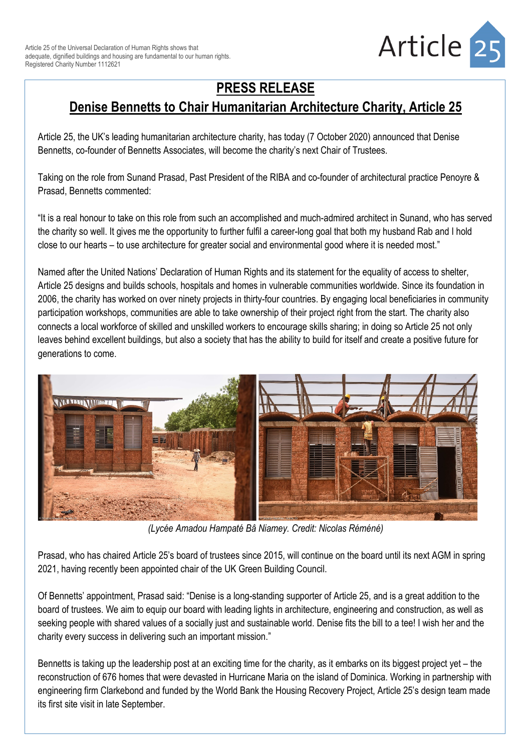Article 25 of the Universal Declaration of Human Rights shows that adequate, dignified buildings and housing are fundamental to our human rights.
Registered Charity Number 1112621

Article 25

# PRESS RELEASE

## Denise Bennetts to Chair Humanitarian Architecture Charity, Article 25

Article 25, the UK's leading humanitarian architecture charity, has today (7 October 2020) announced that Denise Bennetts, co-founder of Bennetts Associates, will become the charity's next Chair of Trustees.

Taking on the role from Sunand Prasad, Past President of the RIBA and co-founder of architectural practice Penoyre & Prasad, Bennetts commented:

"It is a real honour to take on this role from such an accomplished and much-admired architect in Sunand, who has served the charity so well. It gives me the opportunity to further fulfil a career-long goal that both my husband Rab and I hold close to our hearts – to use architecture for greater social and environmental good where it is needed most."

Named after the United Nations' Declaration of Human Rights and its statement for the equality of access to shelter, Article 25 designs and builds schools, hospitals and homes in vulnerable communities worldwide. Since its foundation in 2006, the charity has worked on over ninety projects in thirty-four countries. By engaging local beneficiaries in community participation workshops, communities are able to take ownership of their project right from the start. The charity also connects a local workforce of skilled and unskilled workers to encourage skills sharing; in doing so Article 25 not only leaves behind excellent buildings, but also a society that has the ability to build for itself and create a positive future for generations to come.

*(Lycée Amadou Hampaté Bâ Niamey. Credit: Nicolas Réméné)*

Prasad, who has chaired Article 25's board of trustees since 2015, will continue on the board until its next AGM in spring 2021, having recently been appointed chair of the UK Green Building Council.

Of Bennetts' appointment, Prasad said: "Denise is a long-standing supporter of Article 25, and is a great addition to the board of trustees. We aim to equip our board with leading lights in architecture, engineering and construction, as well as seeking people with shared values of a socially just and sustainable world. Denise fits the bill to a tee! I wish her and the charity every success in delivering such an important mission."

Bennetts is taking up the leadership post at an exciting time for the charity, as it embarks on its biggest project yet – the reconstruction of 676 homes that were devasted in Hurricane Maria on the island of Dominica. Working in partnership with engineering firm Clarkebond and funded by the World Bank the Housing Recovery Project, Article 25's design team made its first site visit in late September.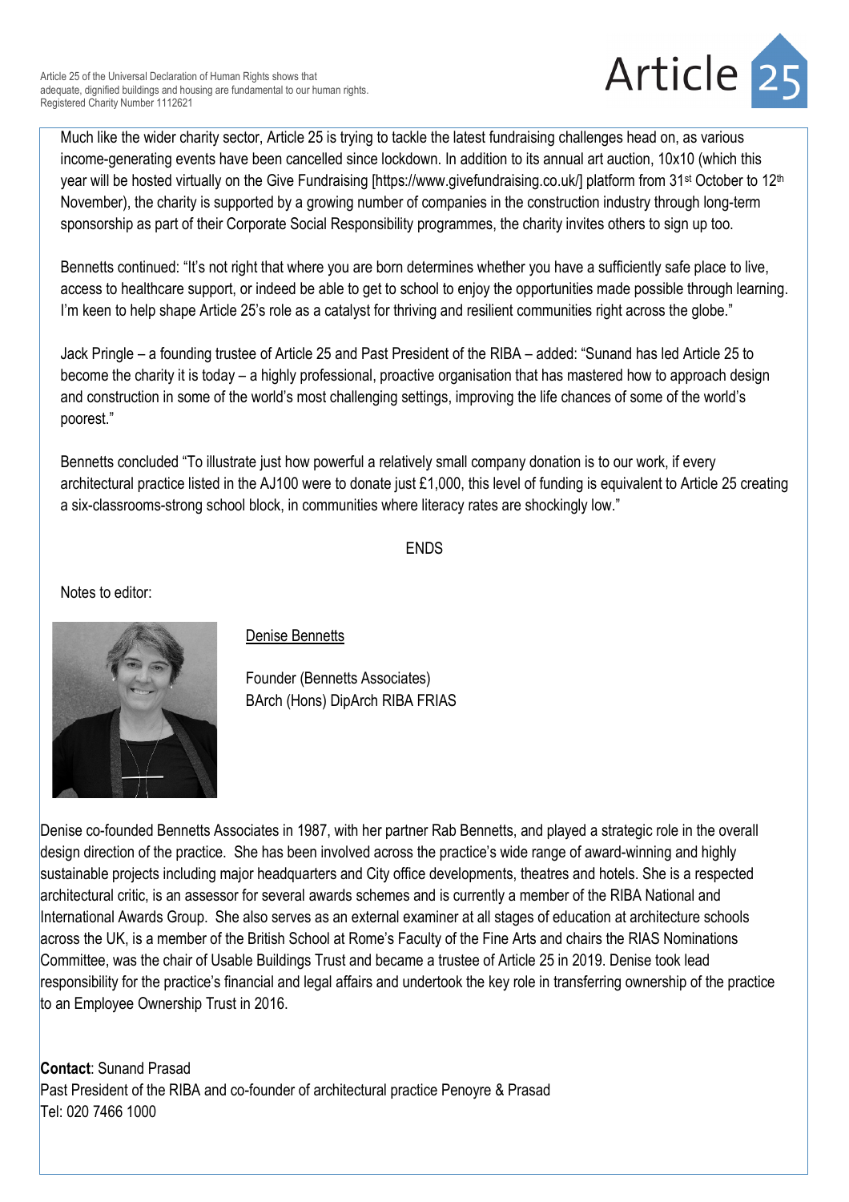Much like the wider charity sector, Article 25 is trying to tackle the latest fundraising challenges head on, as various income-generating events have been cancelled since lockdown. In addition to its annual art auction, 10x10 (which this year will be hosted virtually on the Give Fundraising [https://www.givefundraising.co.uk/] platform from 31st October to 12th November), the charity is supported by a growing number of companies in the construction industry through long-term sponsorship as part of their Corporate Social Responsibility programmes, the charity invites others to sign up too.

Bennetts continued: "It's not right that where you are born determines whether you have a sufficiently safe place to live, access to healthcare support, or indeed be able to get to school to enjoy the opportunities made possible through learning. I'm keen to help shape Article 25's role as a catalyst for thriving and resilient communities right across the globe."

Jack Pringle – a founding trustee of Article 25 and Past President of the RIBA – added: "Sunand has led Article 25 to become the charity it is today – a highly professional, proactive organisation that has mastered how to approach design and construction in some of the world's most challenging settings, improving the life chances of some of the world's poorest."

Bennetts concluded "To illustrate just how powerful a relatively small company donation is to our work, if every architectural practice listed in the AJ100 were to donate just £1,000, this level of funding is equivalent to Article 25 creating a six-classrooms-strong school block, in communities where literacy rates are shockingly low."

ENDS

Notes to editor:

Denise Bennetts

Founder (Bennetts Associates)
BArch (Hons) DipArch RIBA FRIAS

Denise co-founded Bennetts Associates in 1987, with her partner Rab Bennetts, and played a strategic role in the overall design direction of the practice. She has been involved across the practice's wide range of award-winning and highly sustainable projects including major headquarters and City office developments, theatres and hotels. She is a respected architectural critic, is an assessor for several awards schemes and is currently a member of the RIBA National and International Awards Group. She also serves as an external examiner at all stages of education at architecture schools across the UK, is a member of the British School at Rome's Faculty of the Fine Arts and chairs the RIAS Nominations Committee, was the chair of Usable Buildings Trust and became a trustee of Article 25 in 2019. Denise took lead responsibility for the practice's financial and legal affairs and undertook the key role in transferring ownership of the practice to an Employee Ownership Trust in 2016.

**Contact**: Sunand Prasad
Past President of the RIBA and co-founder of architectural practice Penoyre & Prasad
Tel: 020 7466 1000